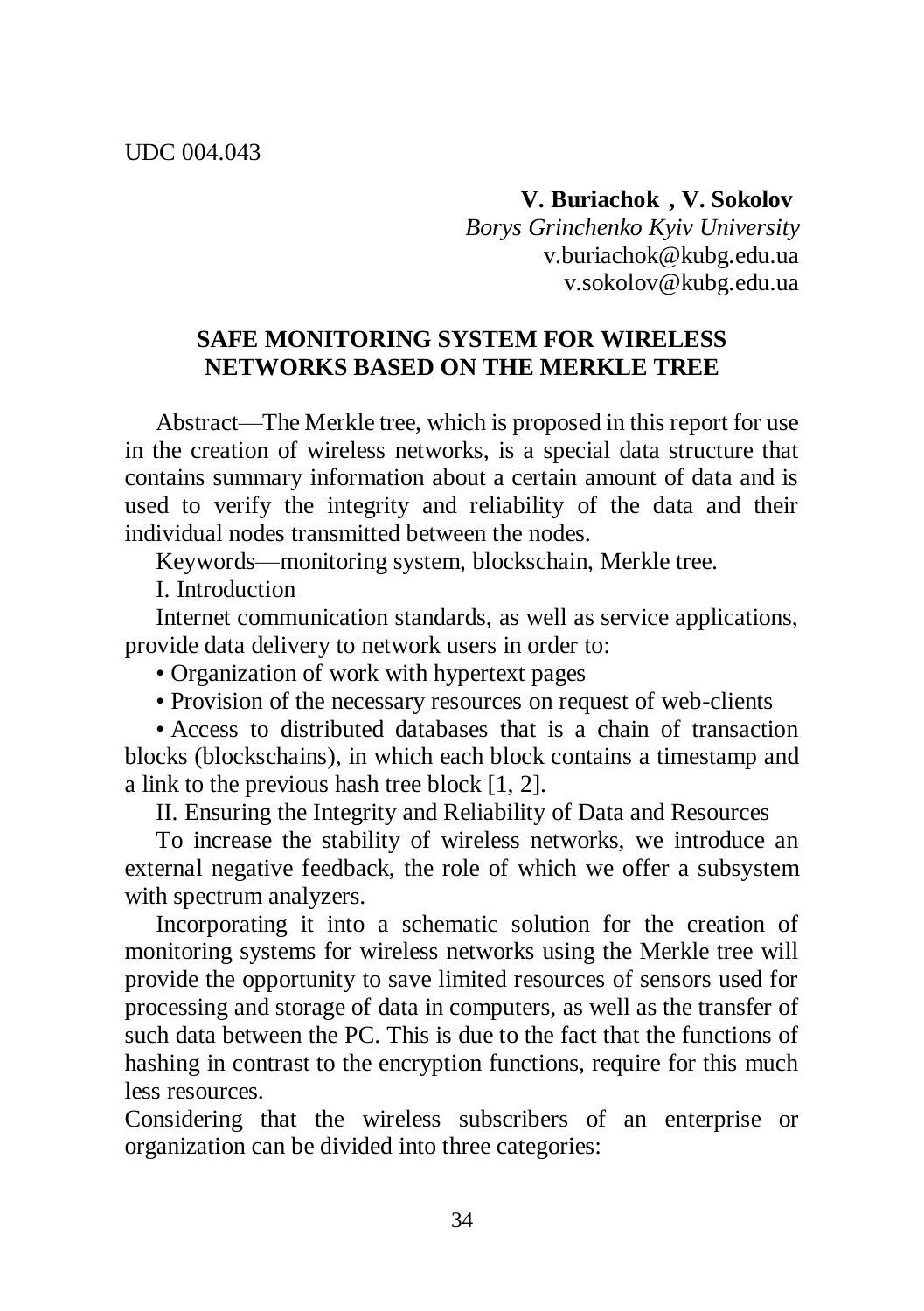UDC 004.043

**V. Buriachok , V. Sokolov**

*Borys Grinchenko Kyiv University*

v.buriachok@kubg.edu.ua

v.sokolov@kubg.edu.ua

# SAFE MONITORING SYSTEM FOR WIRELESS NETWORKS BASED ON THE MERKLE TREE

Abstract—The Merkle tree, which is proposed in this report for use in the creation of wireless networks, is a special data structure that contains summary information about a certain amount of data and is used to verify the integrity and reliability of the data and their individual nodes transmitted between the nodes.

Keywords—monitoring system, blockschain, Merkle tree.

## I. Introduction

Internet communication standards, as well as service applications, provide data delivery to network users in order to:

- Organization of work with hypertext pages
- Provision of the necessary resources on request of web-clients
- Access to distributed databases that is a chain of transaction blocks (blockschains), in which each block contains a timestamp and a link to the previous hash tree block [1, 2].

## II. Ensuring the Integrity and Reliability of Data and Resources

To increase the stability of wireless networks, we introduce an external negative feedback, the role of which we offer a subsystem with spectrum analyzers.

Incorporating it into a schematic solution for the creation of monitoring systems for wireless networks using the Merkle tree will provide the opportunity to save limited resources of sensors used for processing and storage of data in computers, as well as the transfer of such data between the PC. This is due to the fact that the functions of hashing in contrast to the encryption functions, require for this much less resources.

Considering that the wireless subscribers of an enterprise or organization can be divided into three categories: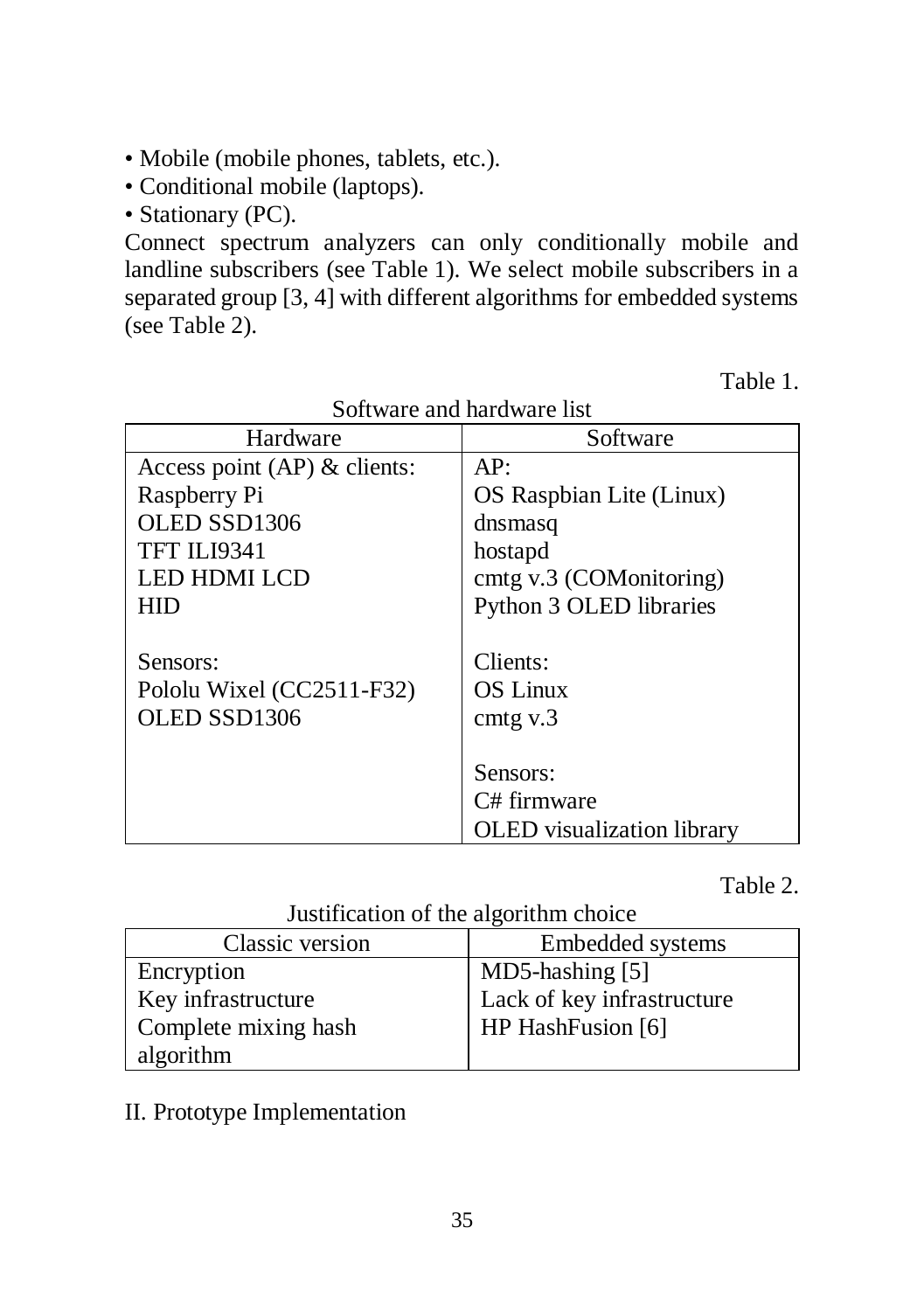- Mobile (mobile phones, tablets, etc.).
- Conditional mobile (laptops).
- Stationary (PC).

Connect spectrum analyzers can only conditionally mobile and landline subscribers (see Table 1). We select mobile subscribers in a separated group [3, 4] with different algorithms for embedded systems (see Table 2).

Table 1.

Software and hardware list

| Hardware | Software |
|---|---|
| Access point (AP) & clients:<br>Raspberry Pi<br>OLED SSD1306<br>TFT ILI9341<br>LED HDMI LCD<br>HID | AP:<br>OS Raspbian Lite (Linux)<br>dnsmasq<br>hostapd<br>cmtg v.3 (COMonitoring)<br>Python 3 OLED libraries |
| Sensors:<br>Pololu Wixel (CC2511-F32)<br>OLED SSD1306 | Clients:<br>OS Linux<br>cmtg v.3<br><br>Sensors:<br>C# firmware<br>OLED visualization library |

Table 2.

Justification of the algorithm choice

| Classic version | Embedded systems |
|---|---|
| Encryption | MD5-hashing [5] |
| Key infrastructure | Lack of key infrastructure |
| Complete mixing hash algorithm | HP HashFusion [6] |

II. Prototype Implementation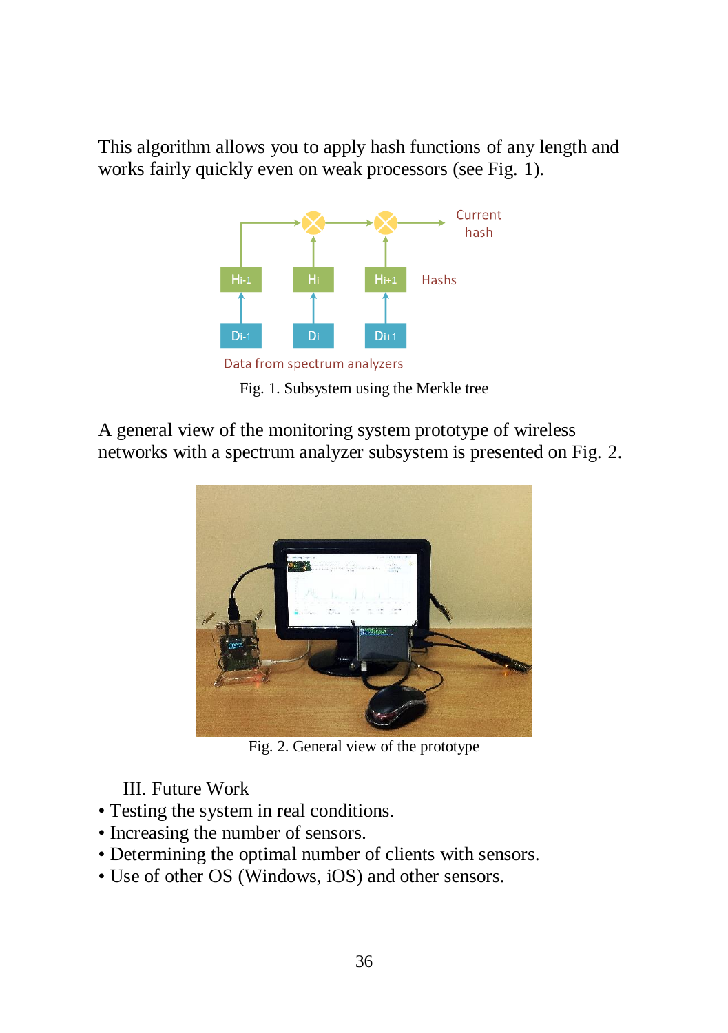This algorithm allows you to apply hash functions of any length and works fairly quickly even on weak processors (see Fig. 1).

Fig. 1. Subsystem using the Merkle tree

A general view of the monitoring system prototype of wireless networks with a spectrum analyzer subsystem is presented on Fig. 2.

Fig. 2. General view of the prototype

## III. Future Work

- Testing the system in real conditions.
- Increasing the number of sensors.
- Determining the optimal number of clients with sensors.
- Use of other OS (Windows, iOS) and other sensors.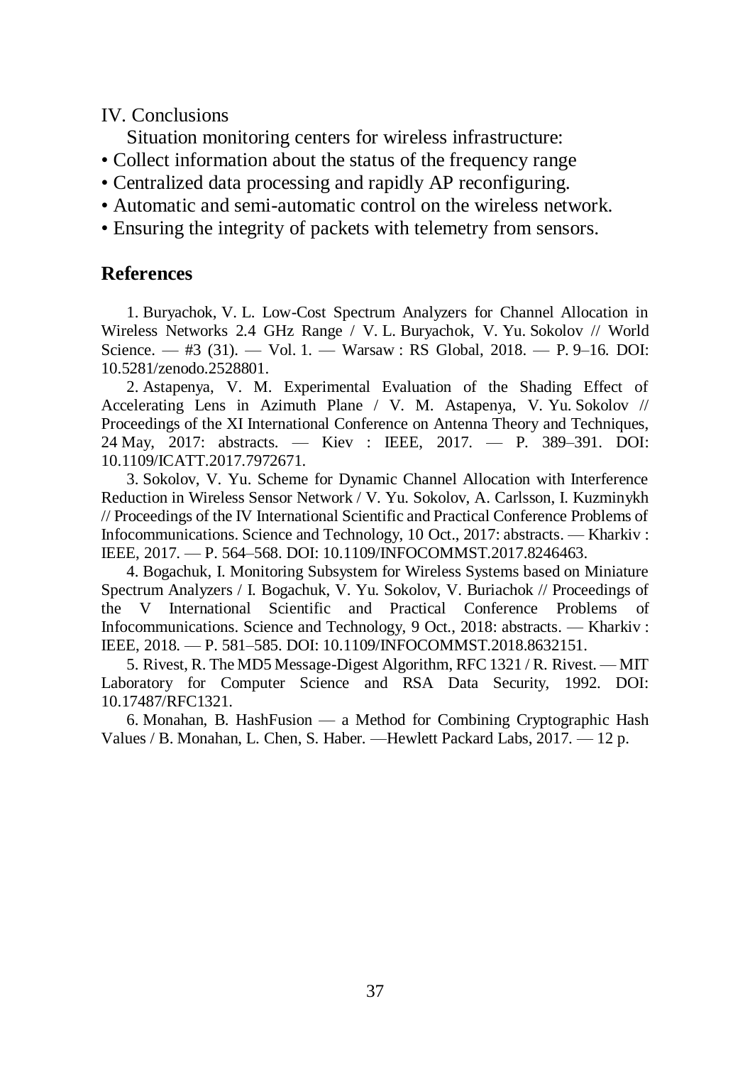IV. Conclusions

Situation monitoring centers for wireless infrastructure:

- Collect information about the status of the frequency range
- Centralized data processing and rapidly AP reconfiguring.
- Automatic and semi-automatic control on the wireless network.
- Ensuring the integrity of packets with telemetry from sensors.

## References

1. Buryachok, V. L. Low-Cost Spectrum Analyzers for Channel Allocation in Wireless Networks 2.4 GHz Range / V. L. Buryachok, V. Yu. Sokolov // World Science. — #3 (31). — Vol. 1. — Warsaw : RS Global, 2018. — P. 9–16. DOI: 10.5281/zenodo.2528801.

2. Astapenya, V. M. Experimental Evaluation of the Shading Effect of Accelerating Lens in Azimuth Plane / V. M. Astapenya, V. Yu. Sokolov // Proceedings of the XI International Conference on Antenna Theory and Techniques, 24 May, 2017: abstracts. — Kiev : IEEE, 2017. — P. 389–391. DOI: 10.1109/ICATT.2017.7972671.

3. Sokolov, V. Yu. Scheme for Dynamic Channel Allocation with Interference Reduction in Wireless Sensor Network / V. Yu. Sokolov, A. Carlsson, I. Kuzminykh // Proceedings of the IV International Scientific and Practical Conference Problems of Infocommunications. Science and Technology, 10 Oct., 2017: abstracts. — Kharkiv : IEEE, 2017. — P. 564–568. DOI: 10.1109/INFOCOMMST.2017.8246463.

4. Bogachuk, I. Monitoring Subsystem for Wireless Systems based on Miniature Spectrum Analyzers / I. Bogachuk, V. Yu. Sokolov, V. Buriachok // Proceedings of the V International Scientific and Practical Conference Problems of Infocommunications. Science and Technology, 9 Oct., 2018: abstracts. — Kharkiv : IEEE, 2018. — P. 581–585. DOI: 10.1109/INFOCOMMST.2018.8632151.

5. Rivest, R. The MD5 Message-Digest Algorithm, RFC 1321 / R. Rivest. — MIT Laboratory for Computer Science and RSA Data Security, 1992. DOI: 10.17487/RFC1321.

6. Monahan, B. HashFusion — a Method for Combining Cryptographic Hash Values / B. Monahan, L. Chen, S. Haber. —Hewlett Packard Labs, 2017. — 12 p.